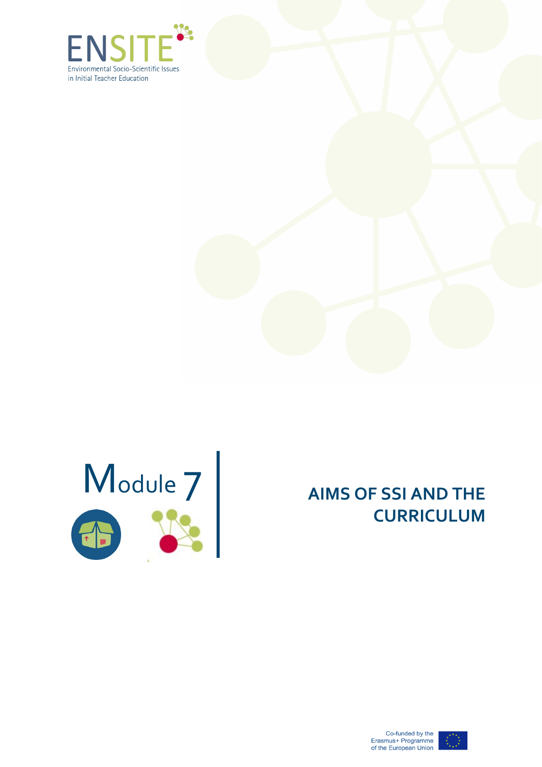ENSITE

Environmental Socio-Scientific Issues in Initial Teacher Education

# Module 7

# AIMS OF SSI AND THE CURRICULUM

Co-funded by the Erasmus+ Programme of the European Union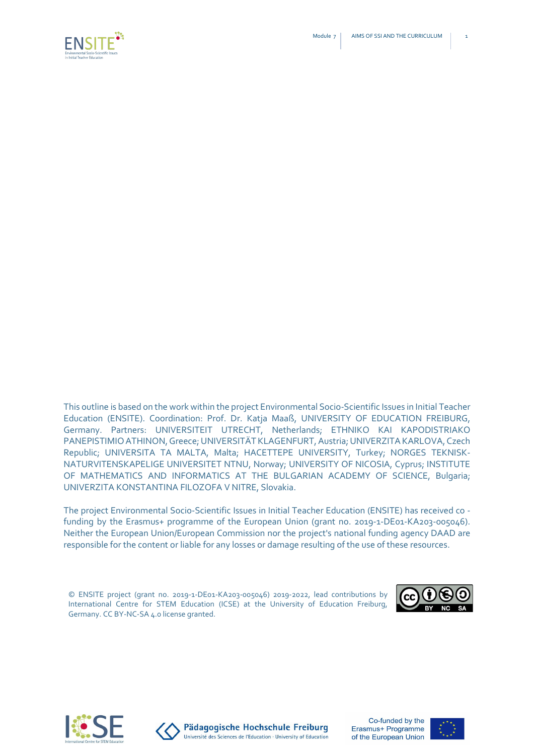This outline is based on the work within the project Environmental Socio-Scientific Issues in Initial Teacher Education (ENSITE). Coordination: Prof. Dr. Katja Maaß, UNIVERSITY OF EDUCATION FREIBURG, Germany. Partners: UNIVERSITEIT UTRECHT, Netherlands; ETHNIKO KAI KAPODISTRIAKO PANEPISTIMIO ATHINON, Greece; UNIVERSITÄT KLAGENFURT, Austria; UNIVERZITA KARLOVA, Czech Republic; UNIVERSITA TA MALTA, Malta; HACETTEPE UNIVERSITY, Turkey; NORGES TEKNISK-NATURVITENSKAPELIGE UNIVERSITET NTNU, Norway; UNIVERSITY OF NICOSIA, Cyprus; INSTITUTE OF MATHEMATICS AND INFORMATICS AT THE BULGARIAN ACADEMY OF SCIENCE, Bulgaria; UNIVERZITA KONSTANTINA FILOZOFA V NITRE, Slovakia.

The project Environmental Socio-Scientific Issues in Initial Teacher Education (ENSITE) has received co - funding by the Erasmus+ programme of the European Union (grant no. 2019-1-DE01-KA203-005046). Neither the European Union/European Commission nor the project's national funding agency DAAD are responsible for the content or liable for any losses or damage resulting of the use of these resources.

© ENSITE project (grant no. 2019-1-DE01-KA203-005046) 2019-2022, lead contributions by International Centre for STEM Education (ICSE) at the University of Education Freiburg, Germany. CC BY-NC-SA 4.0 license granted.

Co-funded by the Erasmus+ Programme of the European Union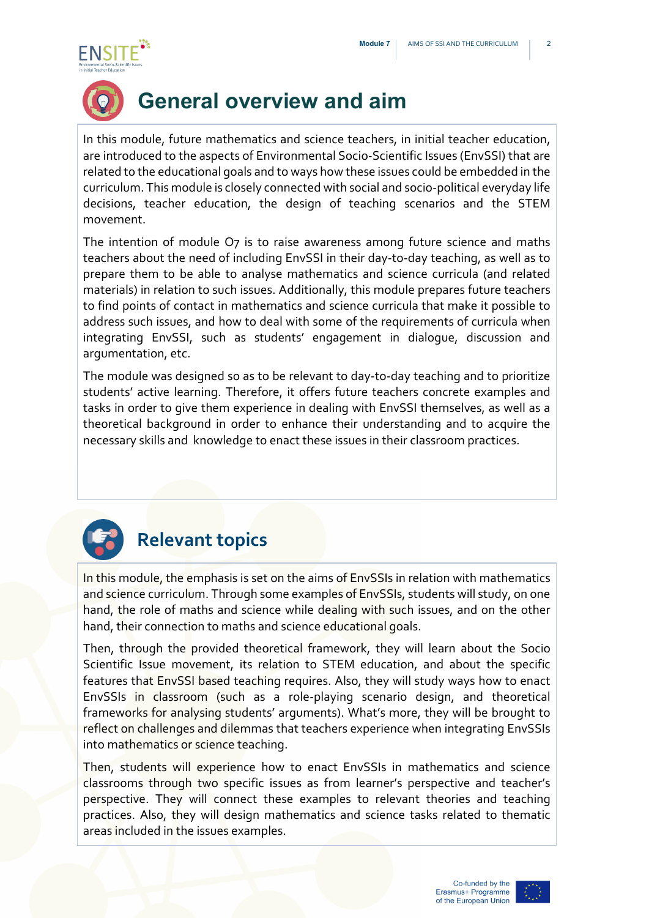# General overview and aim

In this module, future mathematics and science teachers, in initial teacher education, are introduced to the aspects of Environmental Socio-Scientific Issues (EnvSSI) that are related to the educational goals and to ways how these issues could be embedded in the curriculum. This module is closely connected with social and socio-political everyday life decisions, teacher education, the design of teaching scenarios and the STEM movement.

The intention of module O7 is to raise awareness among future science and maths teachers about the need of including EnvSSI in their day-to-day teaching, as well as to prepare them to be able to analyse mathematics and science curricula (and related materials) in relation to such issues. Additionally, this module prepares future teachers to find points of contact in mathematics and science curricula that make it possible to address such issues, and how to deal with some of the requirements of curricula when integrating EnvSSI, such as students' engagement in dialogue, discussion and argumentation, etc.

The module was designed so as to be relevant to day-to-day teaching and to prioritize students' active learning. Therefore, it offers future teachers concrete examples and tasks in order to give them experience in dealing with EnvSSI themselves, as well as a theoretical background in order to enhance their understanding and to acquire the necessary skills and knowledge to enact these issues in their classroom practices.

# Relevant topics

In this module, the emphasis is set on the aims of EnvSSIs in relation with mathematics and science curriculum. Through some examples of EnvSSIs, students will study, on one hand, the role of maths and science while dealing with such issues, and on the other hand, their connection to maths and science educational goals.

Then, through the provided theoretical framework, they will learn about the Socio Scientific Issue movement, its relation to STEM education, and about the specific features that EnvSSI based teaching requires. Also, they will study ways how to enact EnvSSIs in classroom (such as a role-playing scenario design, and theoretical frameworks for analysing students' arguments). What's more, they will be brought to reflect on challenges and dilemmas that teachers experience when integrating EnvSSIs into mathematics or science teaching.

Then, students will experience how to enact EnvSSIs in mathematics and science classrooms through two specific issues as from learner's perspective and teacher's perspective. They will connect these examples to relevant theories and teaching practices. Also, they will design mathematics and science tasks related to thematic areas included in the issues examples.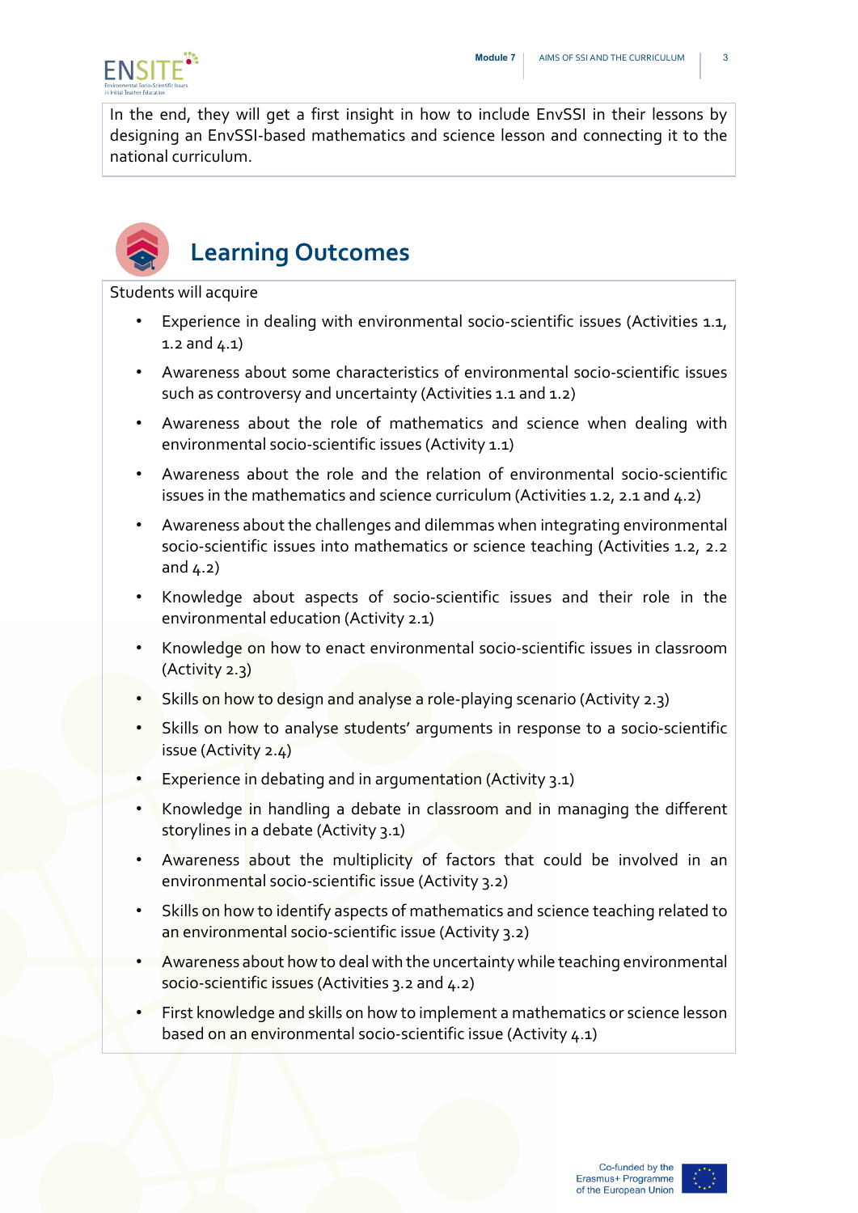In the end, they will get a first insight in how to include EnvSSI in their lessons by designing an EnvSSI-based mathematics and science lesson and connecting it to the national curriculum.

## Learning Outcomes

Students will acquire

- Experience in dealing with environmental socio-scientific issues (Activities 1.1, 1.2 and 4.1)
- Awareness about some characteristics of environmental socio-scientific issues such as controversy and uncertainty (Activities 1.1 and 1.2)
- Awareness about the role of mathematics and science when dealing with environmental socio-scientific issues (Activity 1.1)
- Awareness about the role and the relation of environmental socio-scientific issues in the mathematics and science curriculum (Activities 1.2, 2.1 and 4.2)
- Awareness about the challenges and dilemmas when integrating environmental socio-scientific issues into mathematics or science teaching (Activities 1.2, 2.2 and 4.2)
- Knowledge about aspects of socio-scientific issues and their role in the environmental education (Activity 2.1)
- Knowledge on how to enact environmental socio-scientific issues in classroom (Activity 2.3)
- Skills on how to design and analyse a role-playing scenario (Activity 2.3)
- Skills on how to analyse students' arguments in response to a socio-scientific issue (Activity 2.4)
- Experience in debating and in argumentation (Activity 3.1)
- Knowledge in handling a debate in classroom and in managing the different storylines in a debate (Activity 3.1)
- Awareness about the multiplicity of factors that could be involved in an environmental socio-scientific issue (Activity 3.2)
- Skills on how to identify aspects of mathematics and science teaching related to an environmental socio-scientific issue (Activity 3.2)
- Awareness about how to deal with the uncertainty while teaching environmental socio-scientific issues (Activities 3.2 and 4.2)
- First knowledge and skills on how to implement a mathematics or science lesson based on an environmental socio-scientific issue (Activity 4.1)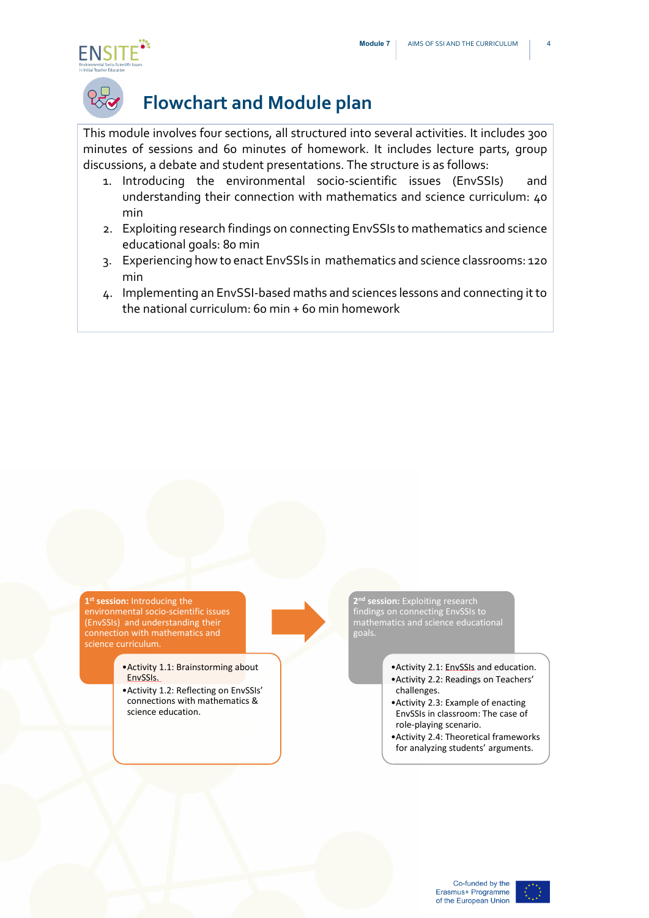# Flowchart and Module plan

This module involves four sections, all structured into several activities. It includes 300 minutes of sessions and 60 minutes of homework. It includes lecture parts, group discussions, a debate and student presentations. The structure is as follows:

1. Introducing the environmental socio-scientific issues (EnvSSIs) and understanding their connection with mathematics and science curriculum: 40 min
2. Exploiting research findings on connecting EnvSSIs to mathematics and science educational goals: 80 min
3. Experiencing how to enact EnvSSIs in mathematics and science classrooms: 120 min
4. Implementing an EnvSSI-based maths and sciences lessons and connecting it to the national curriculum: 60 min + 60 min homework

**1st session:** Introducing the environmental socio-scientific issues (EnvSSIs) and understanding their connection with mathematics and science curriculum.

- Activity 1.1: Brainstorming about EnvSSIs.
- Activity 1.2: Reflecting on EnvSSIs' connections with mathematics & science education.

**2nd session:** Exploiting research findings on connecting EnvSSIs to mathematics and science educational goals.

- Activity 2.1: EnvSSIs and education.
- Activity 2.2: Readings on Teachers' challenges.
- Activity 2.3: Example of enacting EnvSSIs in classroom: The case of role-playing scenario.
- Activity 2.4: Theoretical frameworks for analyzing students' arguments.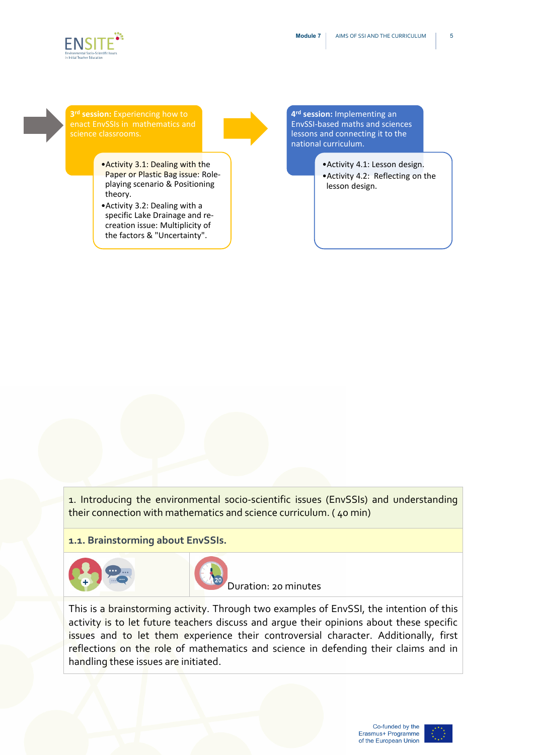**3rd session:** Experiencing how to enact EnvSSIs in mathematics and science classrooms.

- Activity 3.1: Dealing with the Paper or Plastic Bag issue: Role-playing scenario & Positioning theory.
- Activity 3.2: Dealing with a specific Lake Drainage and re-creation issue: Multiplicity of the factors & "Uncertainty".

**4th session:** Implementing an EnvSSI-based maths and sciences lessons and connecting it to the national curriculum.

- Activity 4.1: Lesson design.
- Activity 4.2: Reflecting on the lesson design.

| |
|---|
| 1. Introducing the environmental socio-scientific issues (EnvSSIs) and understanding their connection with mathematics and science curriculum. ( 40 min) |
| **1.1. Brainstorming about EnvSSIs.** |
| Duration: 20 minutes |
| This is a brainstorming activity. Through two examples of EnvSSI, the intention of this activity is to let future teachers discuss and argue their opinions about these specific issues and to let them experience their controversial character. Additionally, first reflections on the role of mathematics and science in defending their claims and in handling these issues are initiated. |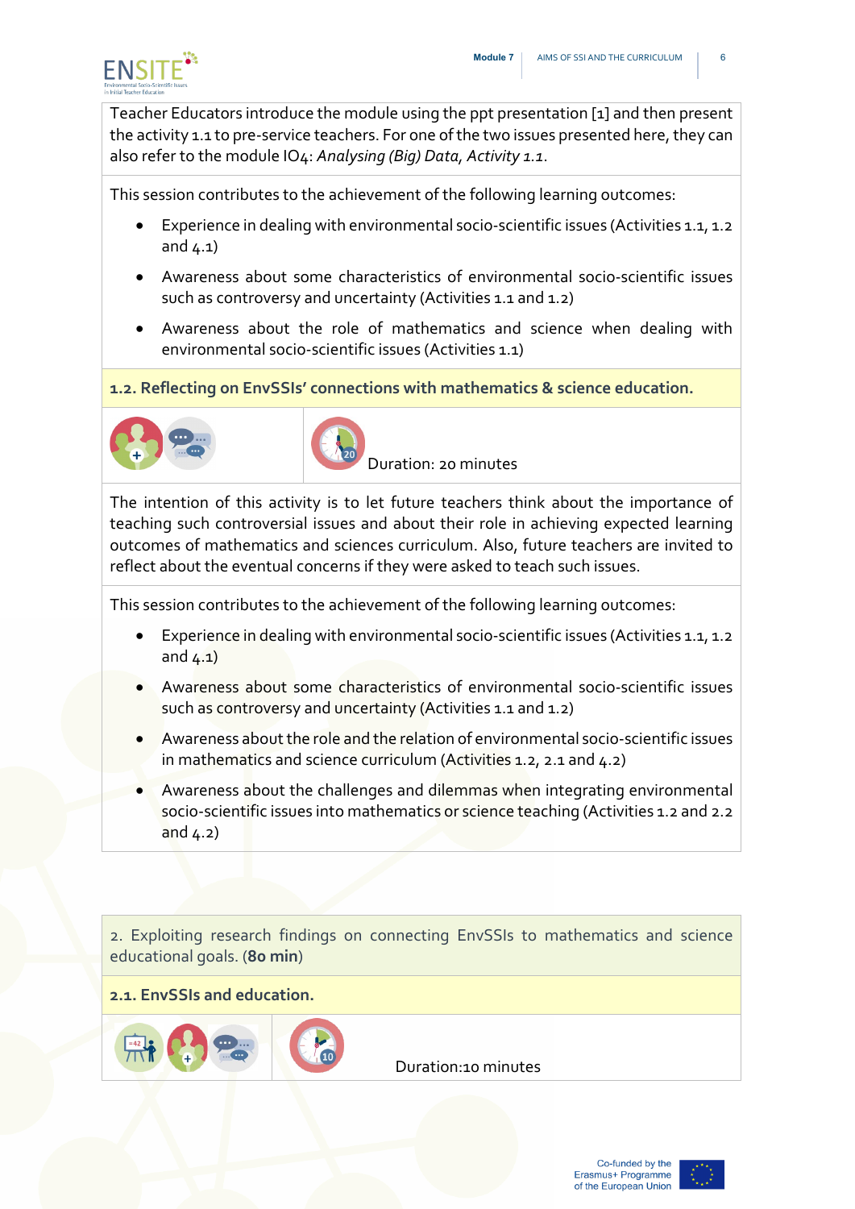Teacher Educators introduce the module using the ppt presentation [1] and then present the activity 1.1 to pre-service teachers. For one of the two issues presented here, they can also refer to the module IO4: *Analysing (Big) Data, Activity 1.1*.

This session contributes to the achievement of the following learning outcomes:

- Experience in dealing with environmental socio-scientific issues (Activities 1.1, 1.2 and 4.1)
- Awareness about some characteristics of environmental socio-scientific issues such as controversy and uncertainty (Activities 1.1 and 1.2)
- Awareness about the role of mathematics and science when dealing with environmental socio-scientific issues (Activities 1.1)

### 1.2. Reflecting on EnvSSIs' connections with mathematics & science education.

Duration: 20 minutes

The intention of this activity is to let future teachers think about the importance of teaching such controversial issues and about their role in achieving expected learning outcomes of mathematics and sciences curriculum. Also, future teachers are invited to reflect about the eventual concerns if they were asked to teach such issues.

This session contributes to the achievement of the following learning outcomes:

- Experience in dealing with environmental socio-scientific issues (Activities 1.1, 1.2 and 4.1)
- Awareness about some characteristics of environmental socio-scientific issues such as controversy and uncertainty (Activities 1.1 and 1.2)
- Awareness about the role and the relation of environmental socio-scientific issues in mathematics and science curriculum (Activities 1.2, 2.1 and 4.2)
- Awareness about the challenges and dilemmas when integrating environmental socio-scientific issues into mathematics or science teaching (Activities 1.2 and 2.2 and 4.2)

## 2. Exploiting research findings on connecting EnvSSIs to mathematics and science educational goals. (**80 min**)

### 2.1. EnvSSIs and education.

Duration:10 minutes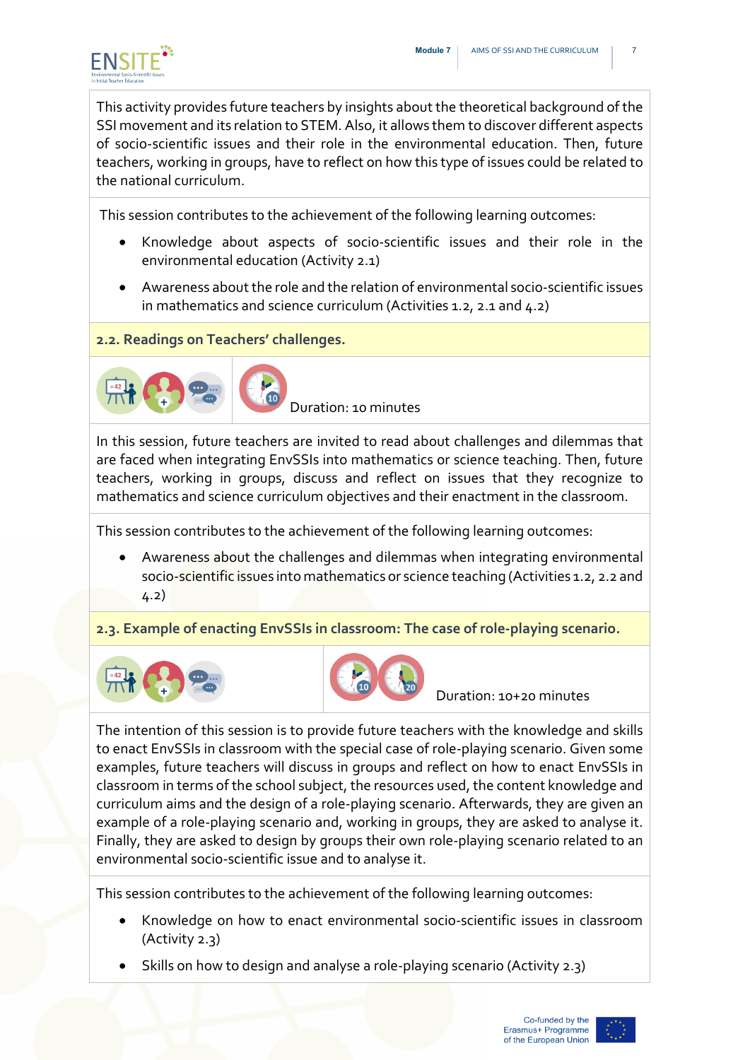This activity provides future teachers by insights about the theoretical background of the SSI movement and its relation to STEM. Also, it allows them to discover different aspects of socio-scientific issues and their role in the environmental education. Then, future teachers, working in groups, have to reflect on how this type of issues could be related to the national curriculum.

This session contributes to the achievement of the following learning outcomes:

- Knowledge about aspects of socio-scientific issues and their role in the environmental education (Activity 2.1)
- Awareness about the role and the relation of environmental socio-scientific issues in mathematics and science curriculum (Activities 1.2, 2.1 and 4.2)

### 2.2. Readings on Teachers' challenges.

Duration: 10 minutes

In this session, future teachers are invited to read about challenges and dilemmas that are faced when integrating EnvSSIs into mathematics or science teaching. Then, future teachers, working in groups, discuss and reflect on issues that they recognize to mathematics and science curriculum objectives and their enactment in the classroom.

This session contributes to the achievement of the following learning outcomes:

- Awareness about the challenges and dilemmas when integrating environmental socio-scientific issues into mathematics or science teaching (Activities 1.2, 2.2 and 4.2)

### 2.3. Example of enacting EnvSSIs in classroom: The case of role-playing scenario.

Duration: 10+20 minutes

The intention of this session is to provide future teachers with the knowledge and skills to enact EnvSSIs in classroom with the special case of role-playing scenario. Given some examples, future teachers will discuss in groups and reflect on how to enact EnvSSIs in classroom in terms of the school subject, the resources used, the content knowledge and curriculum aims and the design of a role-playing scenario. Afterwards, they are given an example of a role-playing scenario and, working in groups, they are asked to analyse it. Finally, they are asked to design by groups their own role-playing scenario related to an environmental socio-scientific issue and to analyse it.

This session contributes to the achievement of the following learning outcomes:

- Knowledge on how to enact environmental socio-scientific issues in classroom (Activity 2.3)
- Skills on how to design and analyse a role-playing scenario (Activity 2.3)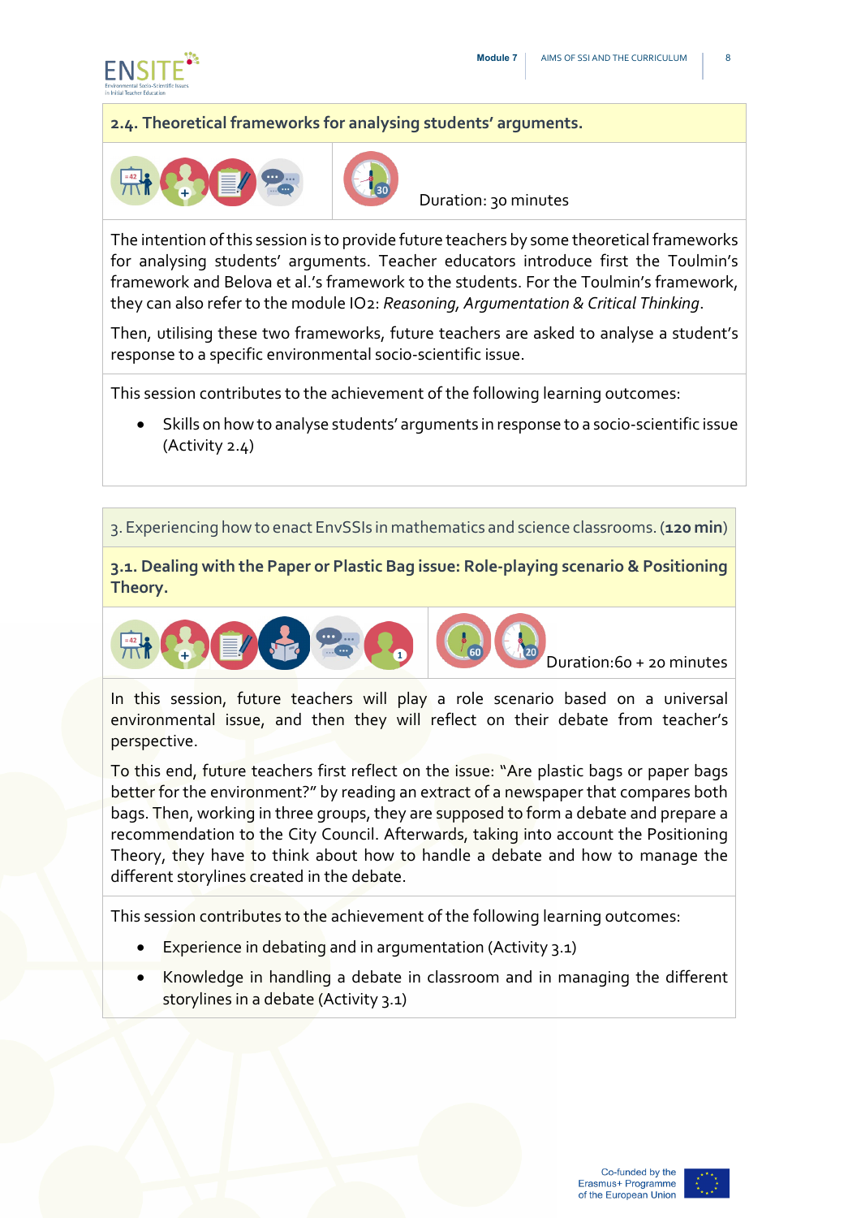### 2.4. Theoretical frameworks for analysing students' arguments.

Duration: 30 minutes

The intention of this session is to provide future teachers by some theoretical frameworks for analysing students' arguments. Teacher educators introduce first the Toulmin's framework and Belova et al.'s framework to the students. For the Toulmin's framework, they can also refer to the module IO2: *Reasoning, Argumentation & Critical Thinking*.

Then, utilising these two frameworks, future teachers are asked to analyse a student's response to a specific environmental socio-scientific issue.

This session contributes to the achievement of the following learning outcomes:

- Skills on how to analyse students' arguments in response to a socio-scientific issue (Activity 2.4)

## 3. Experiencing how to enact EnvSSIs in mathematics and science classrooms. (**120 min**)

### 3.1. Dealing with the Paper or Plastic Bag issue: Role-playing scenario & Positioning Theory.

Duration:60 + 20 minutes

In this session, future teachers will play a role scenario based on a universal environmental issue, and then they will reflect on their debate from teacher's perspective.

To this end, future teachers first reflect on the issue: "Are plastic bags or paper bags better for the environment?" by reading an extract of a newspaper that compares both bags. Then, working in three groups, they are supposed to form a debate and prepare a recommendation to the City Council. Afterwards, taking into account the Positioning Theory, they have to think about how to handle a debate and how to manage the different storylines created in the debate.

This session contributes to the achievement of the following learning outcomes:

- Experience in debating and in argumentation (Activity 3.1)
- Knowledge in handling a debate in classroom and in managing the different storylines in a debate (Activity 3.1)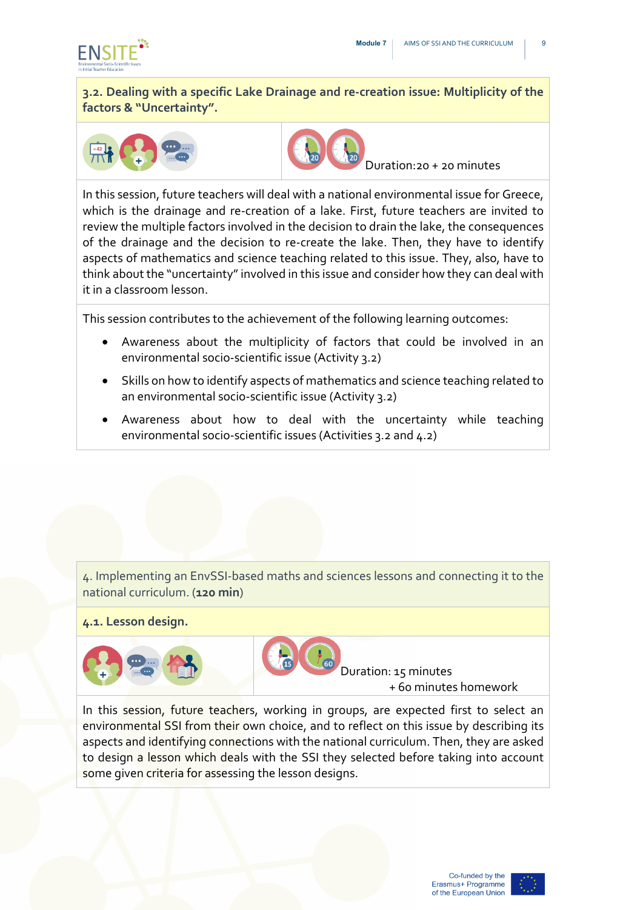### 3.2. Dealing with a specific Lake Drainage and re-creation issue: Multiplicity of the factors & "Uncertainty".

Duration:20 + 20 minutes

In this session, future teachers will deal with a national environmental issue for Greece, which is the drainage and re-creation of a lake. First, future teachers are invited to review the multiple factors involved in the decision to drain the lake, the consequences of the drainage and the decision to re-create the lake. Then, they have to identify aspects of mathematics and science teaching related to this issue. They, also, have to think about the "uncertainty" involved in this issue and consider how they can deal with it in a classroom lesson.

This session contributes to the achievement of the following learning outcomes:

- Awareness about the multiplicity of factors that could be involved in an environmental socio-scientific issue (Activity 3.2)
- Skills on how to identify aspects of mathematics and science teaching related to an environmental socio-scientific issue (Activity 3.2)
- Awareness about how to deal with the uncertainty while teaching environmental socio-scientific issues (Activities 3.2 and 4.2)

## 4. Implementing an EnvSSI-based maths and sciences lessons and connecting it to the national curriculum. (**120 min**)

### 4.1. Lesson design.

Duration: 15 minutes
+ 60 minutes homework

In this session, future teachers, working in groups, are expected first to select an environmental SSI from their own choice, and to reflect on this issue by describing its aspects and identifying connections with the national curriculum. Then, they are asked to design a lesson which deals with the SSI they selected before taking into account some given criteria for assessing the lesson designs.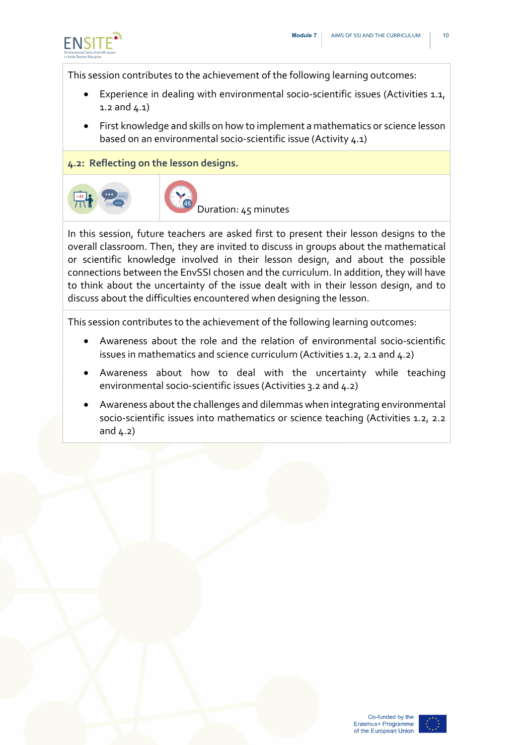This session contributes to the achievement of the following learning outcomes:

- Experience in dealing with environmental socio-scientific issues (Activities 1.1, 1.2 and 4.1)
- First knowledge and skills on how to implement a mathematics or science lesson based on an environmental socio-scientific issue (Activity 4.1)

### 4.2: Reflecting on the lesson designs.

Duration: 45 minutes

In this session, future teachers are asked first to present their lesson designs to the overall classroom. Then, they are invited to discuss in groups about the mathematical or scientific knowledge involved in their lesson design, and about the possible connections between the EnvSSI chosen and the curriculum. In addition, they will have to think about the uncertainty of the issue dealt with in their lesson design, and to discuss about the difficulties encountered when designing the lesson.

This session contributes to the achievement of the following learning outcomes:

- Awareness about the role and the relation of environmental socio-scientific issues in mathematics and science curriculum (Activities 1.2, 2.1 and 4.2)
- Awareness about how to deal with the uncertainty while teaching environmental socio-scientific issues (Activities 3.2 and 4.2)
- Awareness about the challenges and dilemmas when integrating environmental socio-scientific issues into mathematics or science teaching (Activities 1.2, 2.2 and 4.2)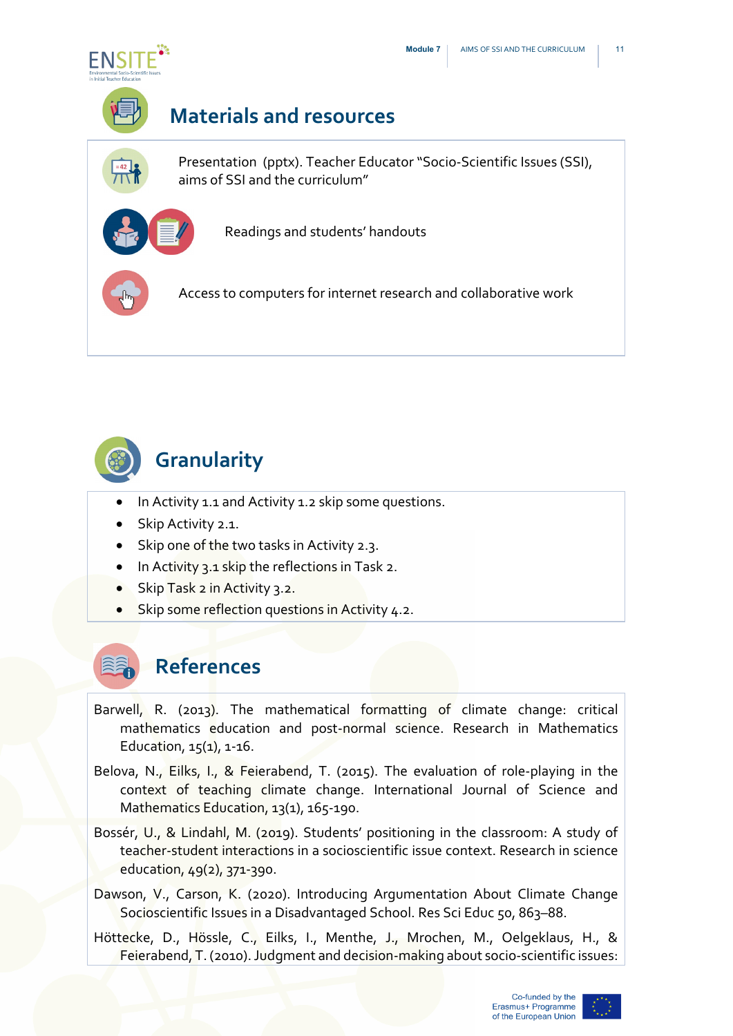## Materials and resources

Presentation (pptx). Teacher Educator "Socio-Scientific Issues (SSI), aims of SSI and the curriculum"

Readings and students' handouts

Access to computers for internet research and collaborative work

## Granularity

- In Activity 1.1 and Activity 1.2 skip some questions.
- Skip Activity 2.1.
- Skip one of the two tasks in Activity 2.3.
- In Activity 3.1 skip the reflections in Task 2.
- Skip Task 2 in Activity 3.2.
- Skip some reflection questions in Activity 4.2.

## References

Barwell, R. (2013). The mathematical formatting of climate change: critical mathematics education and post-normal science. Research in Mathematics Education, 15(1), 1-16.

Belova, N., Eilks, I., & Feierabend, T. (2015). The evaluation of role-playing in the context of teaching climate change. International Journal of Science and Mathematics Education, 13(1), 165-190.

Bossér, U., & Lindahl, M. (2019). Students' positioning in the classroom: A study of teacher-student interactions in a socioscientific issue context. Research in science education, 49(2), 371-390.

Dawson, V., Carson, K. (2020). Introducing Argumentation About Climate Change Socioscientific Issues in a Disadvantaged School. Res Sci Educ 50, 863–88.

Höttecke, D., Hössle, C., Eilks, I., Menthe, J., Mrochen, M., Oelgeklaus, H., & Feierabend, T. (2010). Judgment and decision-making about socio-scientific issues: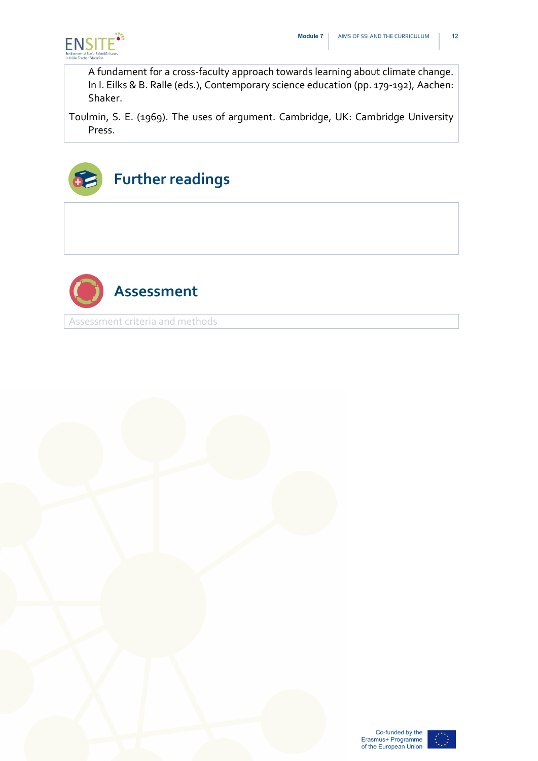A fundament for a cross-faculty approach towards learning about climate change. In I. Eilks & B. Ralle (eds.), Contemporary science education (pp. 179-192), Aachen: Shaker.

Toulmin, S. E. (1969). The uses of argument. Cambridge, UK: Cambridge University Press.

## Further readings

## Assessment

Assessment criteria and methods